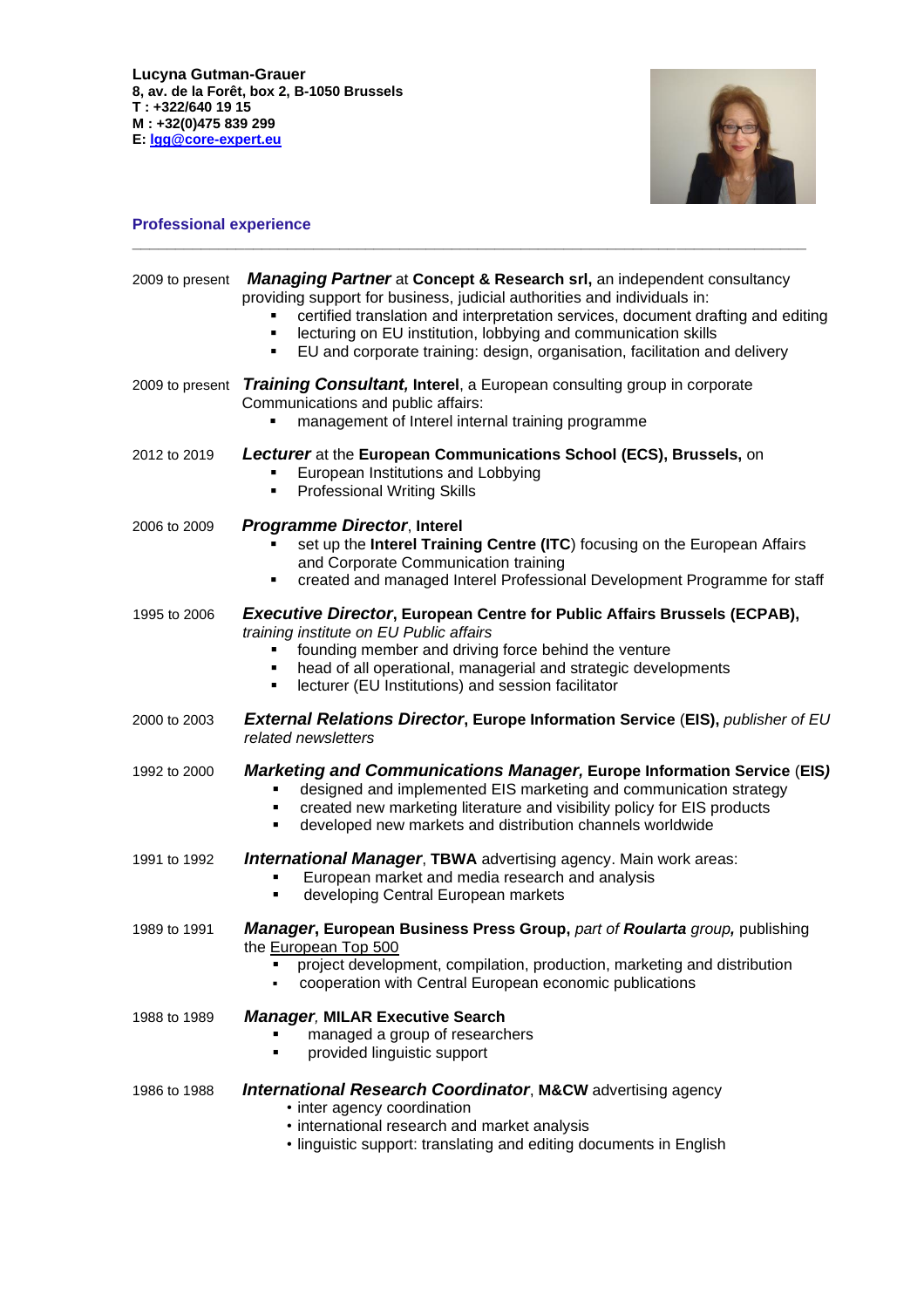**Lucyna Gutman-Grauer**
**8, av. de la Forêt, box 2, B-1050 Brussels**
**T : +322/640 19 15**
**M : +32(0)475 839 299**
**E: lgg@core-expert.eu**

## Professional experience

---

2009 to present **_Managing Partner_** at **Concept & Research srl,** an independent consultancy providing support for business, judicial authorities and individuals in:

- certified translation and interpretation services, document drafting and editing
- lecturing on EU institution, lobbying and communication skills
- EU and corporate training: design, organisation, facilitation and delivery

2009 to present **_Training Consultant,_ Interel**, a European consulting group in corporate Communications and public affairs:

- management of Interel internal training programme

2012 to 2019 **_Lecturer_** at the **European Communications School (ECS), Brussels,** on

- European Institutions and Lobbying
- Professional Writing Skills

2006 to 2009 **_Programme Director_**, **Interel**

- set up the **Interel Training Centre (ITC**) focusing on the European Affairs and Corporate Communication training
- created and managed Interel Professional Development Programme for staff

1995 to 2006 **_Executive Director_, European Centre for Public Affairs Brussels (ECPAB),** *training institute on EU Public affairs*

- founding member and driving force behind the venture
- head of all operational, managerial and strategic developments
- lecturer (EU Institutions) and session facilitator

2000 to 2003 **_External Relations Director_, Europe Information Service** (**EIS**), *publisher of EU related newsletters*

1992 to 2000 **_Marketing and Communications Manager,_ Europe Information Service** (**EIS*)***

- designed and implemented EIS marketing and communication strategy
- created new marketing literature and visibility policy for EIS products
- developed new markets and distribution channels worldwide

1991 to 1992 **_International Manager_**, **TBWA** advertising agency. Main work areas:

- European market and media research and analysis
- developing Central European markets

1989 to 1991 **_Manager_, European Business Press Group,** *part of **Roularta** group,* publishing the European Top 500

- project development, compilation, production, marketing and distribution
- cooperation with Central European economic publications

1988 to 1989 **_Manager_**, **MILAR Executive Search**

- managed a group of researchers
- provided linguistic support

1986 to 1988 **_International Research Coordinator_**, **M&CW** advertising agency

- inter agency coordination
- international research and market analysis
- linguistic support: translating and editing documents in English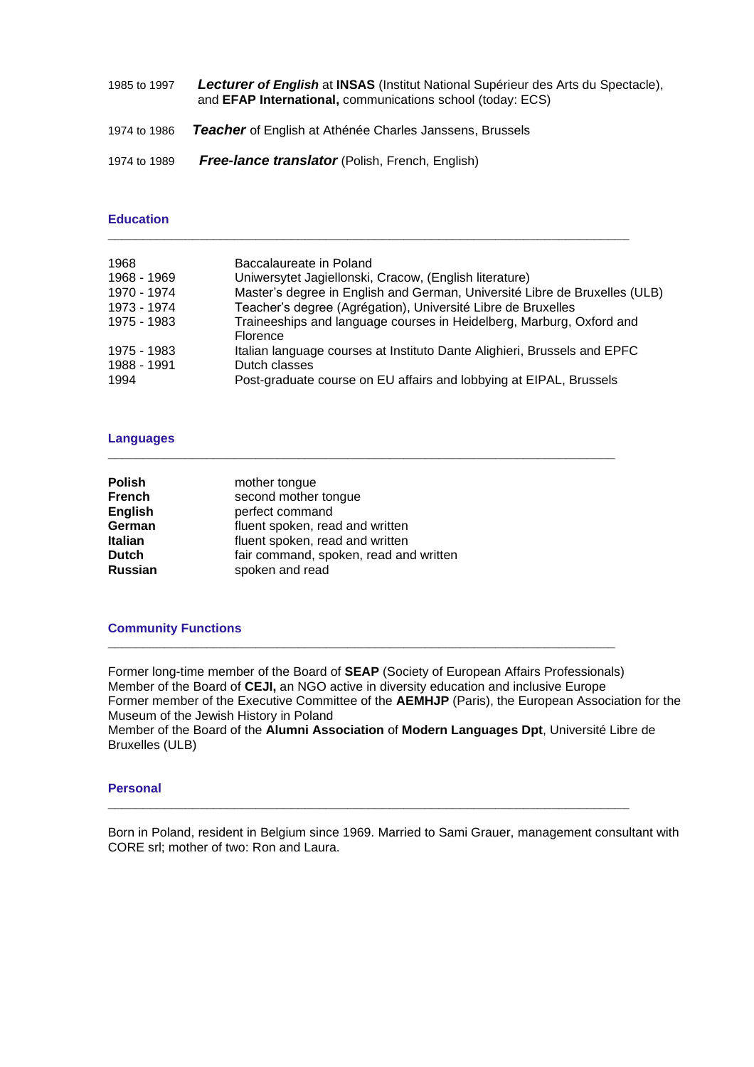1985 to 1997 ***Lecturer of English*** at **INSAS** (Institut National Supérieur des Arts du Spectacle), and **EFAP International,** communications school (today: ECS)

1974 to 1986 ***Teacher*** of English at Athénée Charles Janssens, Brussels

1974 to 1989 ***Free-lance translator*** (Polish, French, English)

## Education

| | |
|---|---|
| 1968 | Baccalaureate in Poland |
| 1968 - 1969 | Uniwersytet Jagiellonski, Cracow, (English literature) |
| 1970 - 1974 | Master's degree in English and German, Université Libre de Bruxelles (ULB) |
| 1973 - 1974 | Teacher's degree (Agrégation), Université Libre de Bruxelles |
| 1975 - 1983 | Traineeships and language courses in Heidelberg, Marburg, Oxford and Florence |
| 1975 - 1983 | Italian language courses at Instituto Dante Alighieri, Brussels and EPFC |
| 1988 - 1991 | Dutch classes |
| 1994 | Post-graduate course on EU affairs and lobbying at EIPAL, Brussels |

## Languages

| | |
|---|---|
| **Polish** | mother tongue |
| **French** | second mother tongue |
| **English** | perfect command |
| **German** | fluent spoken, read and written |
| **Italian** | fluent spoken, read and written |
| **Dutch** | fair command, spoken, read and written |
| **Russian** | spoken and read |

## Community Functions

Former long-time member of the Board of **SEAP** (Society of European Affairs Professionals)
Member of the Board of **CEJI,** an NGO active in diversity education and inclusive Europe
Former member of the Executive Committee of the **AEMHJP** (Paris), the European Association for the Museum of the Jewish History in Poland
Member of the Board of the **Alumni Association** of **Modern Languages Dpt**, Université Libre de Bruxelles (ULB)

## Personal

Born in Poland, resident in Belgium since 1969. Married to Sami Grauer, management consultant with CORE srl; mother of two: Ron and Laura.